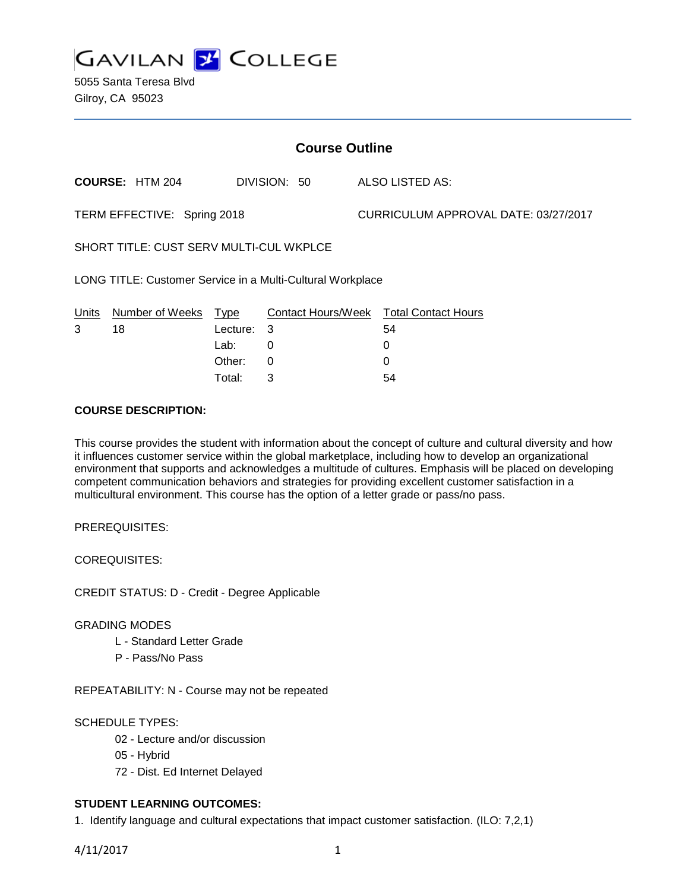# GAVILAN COLLEGE

5055 Santa Teresa Blvd
Gilroy, CA 95023

## Course Outline

**COURSE:** HTM 204 DIVISION: 50 ALSO LISTED AS:

TERM EFFECTIVE: Spring 2018 CURRICULUM APPROVAL DATE: 03/27/2017

SHORT TITLE: CUST SERV MULTI-CUL WKPLCE

LONG TITLE: Customer Service in a Multi-Cultural Workplace

| Units | Number of Weeks | Type | Contact Hours/Week | Total Contact Hours |
|---|---|---|---|---|
| 3 | 18 | Lecture: | 3 | 54 |
| | | Lab: | 0 | 0 |
| | | Other: | 0 | 0 |
| | | Total: | 3 | 54 |

**COURSE DESCRIPTION:**

This course provides the student with information about the concept of culture and cultural diversity and how it influences customer service within the global marketplace, including how to develop an organizational environment that supports and acknowledges a multitude of cultures. Emphasis will be placed on developing competent communication behaviors and strategies for providing excellent customer satisfaction in a multicultural environment. This course has the option of a letter grade or pass/no pass.

PREREQUISITES:

COREQUISITES:

CREDIT STATUS: D - Credit - Degree Applicable

GRADING MODES

- L - Standard Letter Grade
- P - Pass/No Pass

REPEATABILITY: N - Course may not be repeated

SCHEDULE TYPES:

- 02 - Lecture and/or discussion
- 05 - Hybrid
- 72 - Dist. Ed Internet Delayed

**STUDENT LEARNING OUTCOMES:**

1. Identify language and cultural expectations that impact customer satisfaction. (ILO: 7,2,1)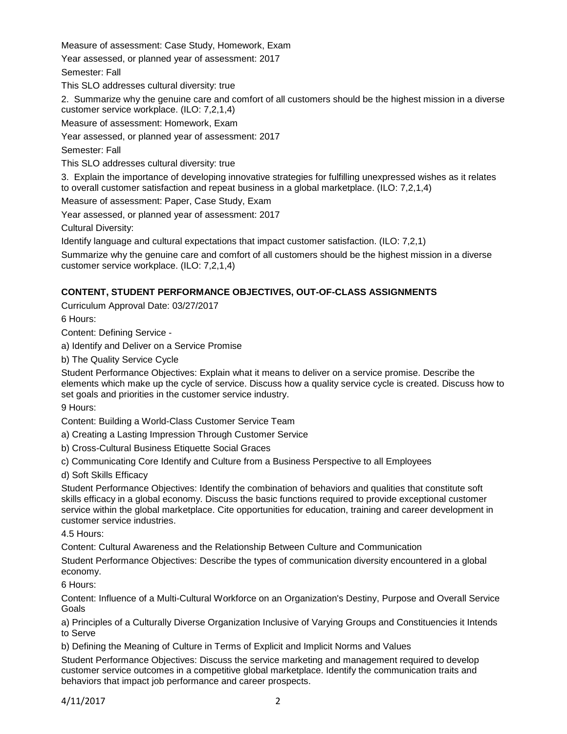Measure of assessment: Case Study, Homework, Exam

Year assessed, or planned year of assessment: 2017

Semester: Fall

This SLO addresses cultural diversity: true

2. Summarize why the genuine care and comfort of all customers should be the highest mission in a diverse customer service workplace. (ILO: 7,2,1,4)

Measure of assessment: Homework, Exam

Year assessed, or planned year of assessment: 2017

Semester: Fall

This SLO addresses cultural diversity: true

3. Explain the importance of developing innovative strategies for fulfilling unexpressed wishes as it relates to overall customer satisfaction and repeat business in a global marketplace. (ILO: 7,2,1,4)

Measure of assessment: Paper, Case Study, Exam

Year assessed, or planned year of assessment: 2017

Cultural Diversity:

Identify language and cultural expectations that impact customer satisfaction. (ILO: 7,2,1)

Summarize why the genuine care and comfort of all customers should be the highest mission in a diverse customer service workplace. (ILO: 7,2,1,4)

## CONTENT, STUDENT PERFORMANCE OBJECTIVES, OUT-OF-CLASS ASSIGNMENTS

Curriculum Approval Date: 03/27/2017

6 Hours:

Content: Defining Service -

a) Identify and Deliver on a Service Promise

b) The Quality Service Cycle

Student Performance Objectives: Explain what it means to deliver on a service promise. Describe the elements which make up the cycle of service. Discuss how a quality service cycle is created. Discuss how to set goals and priorities in the customer service industry.

9 Hours:

Content: Building a World-Class Customer Service Team

a) Creating a Lasting Impression Through Customer Service

b) Cross-Cultural Business Etiquette Social Graces

c) Communicating Core Identify and Culture from a Business Perspective to all Employees

d) Soft Skills Efficacy

Student Performance Objectives: Identify the combination of behaviors and qualities that constitute soft skills efficacy in a global economy. Discuss the basic functions required to provide exceptional customer service within the global marketplace. Cite opportunities for education, training and career development in customer service industries.

4.5 Hours:

Content: Cultural Awareness and the Relationship Between Culture and Communication

Student Performance Objectives: Describe the types of communication diversity encountered in a global economy.

6 Hours:

Content: Influence of a Multi-Cultural Workforce on an Organization's Destiny, Purpose and Overall Service Goals

a) Principles of a Culturally Diverse Organization Inclusive of Varying Groups and Constituencies it Intends to Serve

b) Defining the Meaning of Culture in Terms of Explicit and Implicit Norms and Values

Student Performance Objectives: Discuss the service marketing and management required to develop customer service outcomes in a competitive global marketplace. Identify the communication traits and behaviors that impact job performance and career prospects.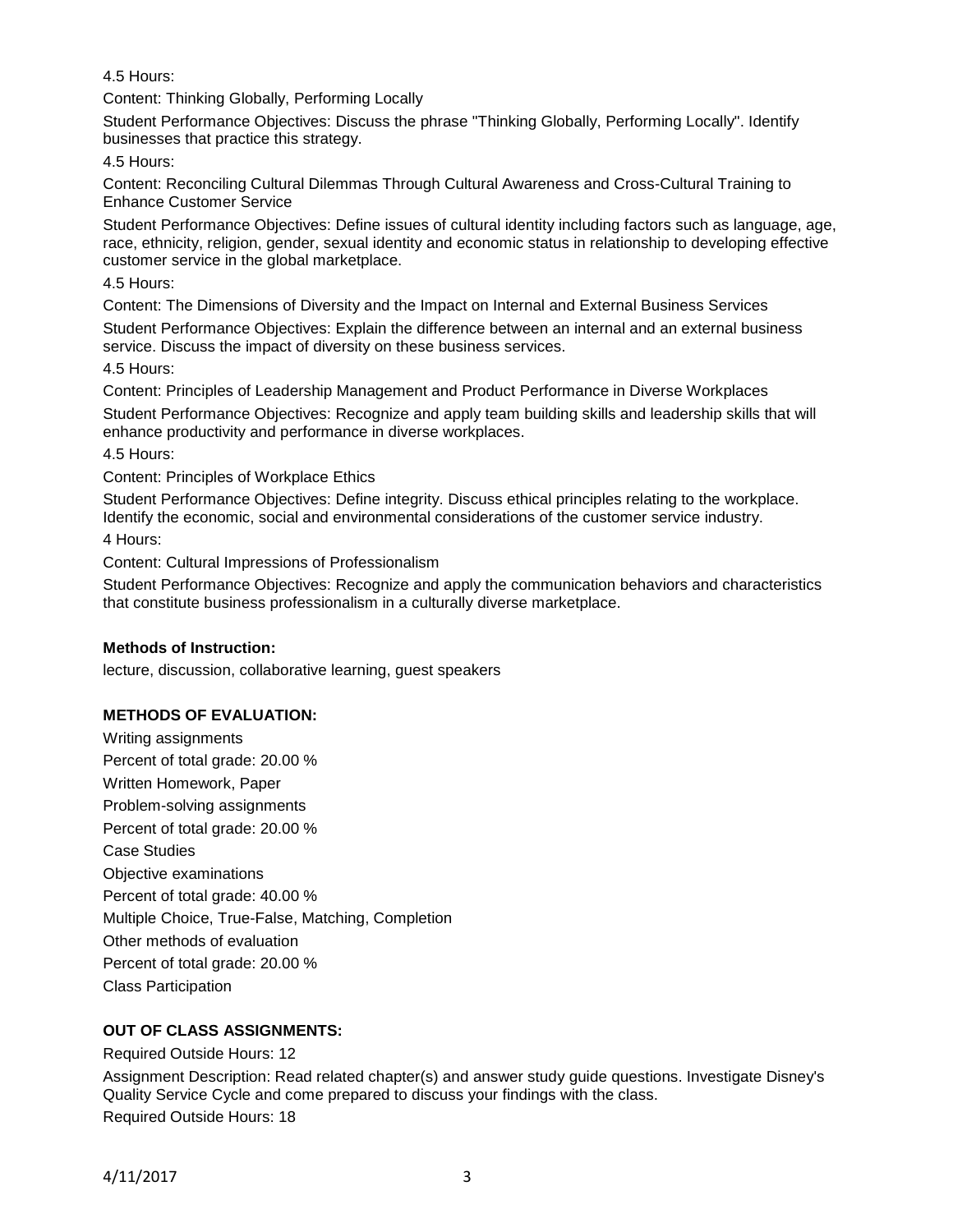4.5 Hours:

Content: Thinking Globally, Performing Locally

Student Performance Objectives: Discuss the phrase "Thinking Globally, Performing Locally". Identify businesses that practice this strategy.

4.5 Hours:

Content: Reconciling Cultural Dilemmas Through Cultural Awareness and Cross-Cultural Training to Enhance Customer Service

Student Performance Objectives: Define issues of cultural identity including factors such as language, age, race, ethnicity, religion, gender, sexual identity and economic status in relationship to developing effective customer service in the global marketplace.

4.5 Hours:

Content: The Dimensions of Diversity and the Impact on Internal and External Business Services

Student Performance Objectives: Explain the difference between an internal and an external business service. Discuss the impact of diversity on these business services.

4.5 Hours:

Content: Principles of Leadership Management and Product Performance in Diverse Workplaces

Student Performance Objectives: Recognize and apply team building skills and leadership skills that will enhance productivity and performance in diverse workplaces.

4.5 Hours:

Content: Principles of Workplace Ethics

Student Performance Objectives: Define integrity. Discuss ethical principles relating to the workplace. Identify the economic, social and environmental considerations of the customer service industry.

4 Hours:

Content: Cultural Impressions of Professionalism

Student Performance Objectives: Recognize and apply the communication behaviors and characteristics that constitute business professionalism in a culturally diverse marketplace.

**Methods of Instruction:**

lecture, discussion, collaborative learning, guest speakers

**METHODS OF EVALUATION:**

Writing assignments

Percent of total grade: 20.00 %

Written Homework, Paper

Problem-solving assignments

Percent of total grade: 20.00 %

Case Studies

Objective examinations

Percent of total grade: 40.00 %

Multiple Choice, True-False, Matching, Completion

Other methods of evaluation

Percent of total grade: 20.00 %

Class Participation

**OUT OF CLASS ASSIGNMENTS:**

Required Outside Hours: 12

Assignment Description: Read related chapter(s) and answer study guide questions. Investigate Disney's Quality Service Cycle and come prepared to discuss your findings with the class.

Required Outside Hours: 18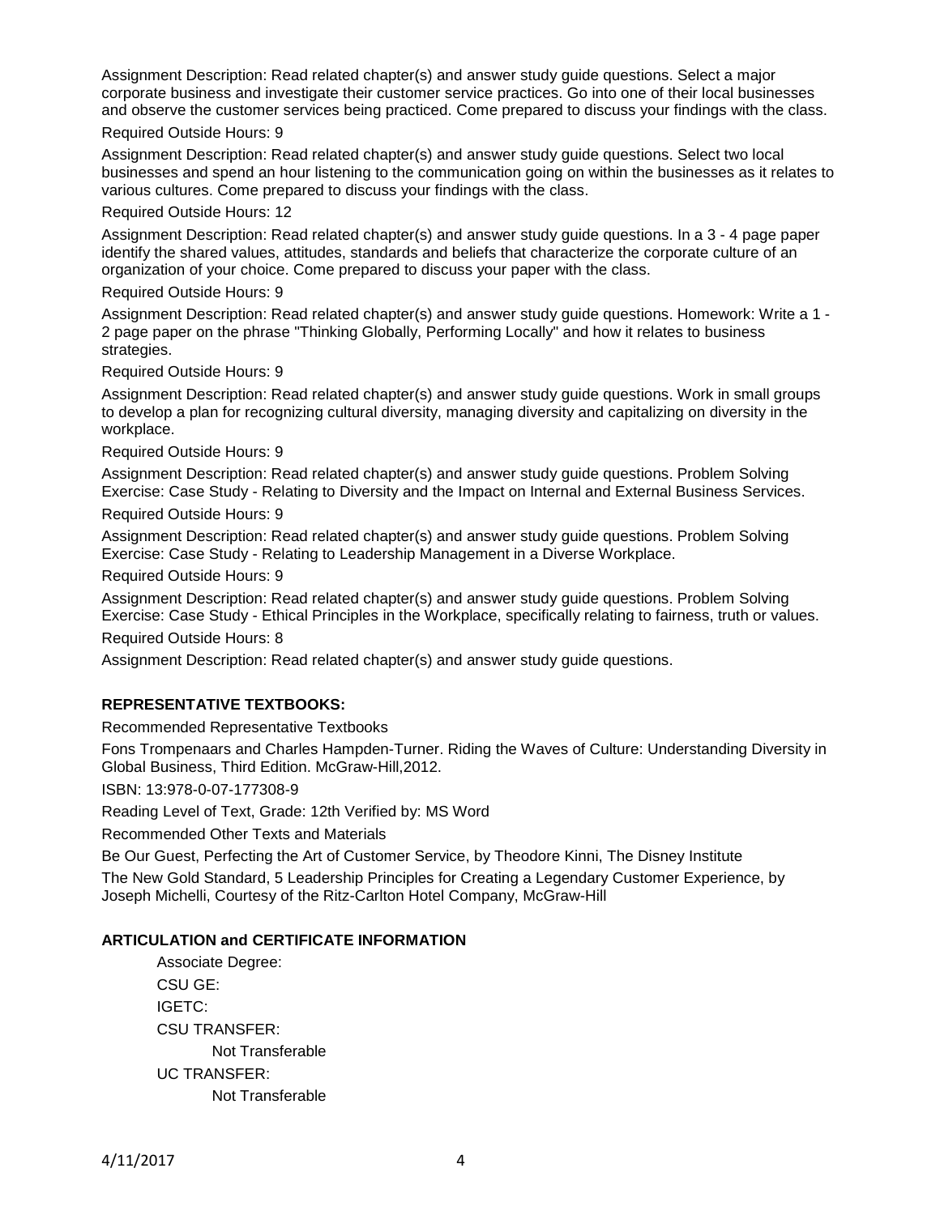Assignment Description: Read related chapter(s) and answer study guide questions. Select a major corporate business and investigate their customer service practices. Go into one of their local businesses and observe the customer services being practiced. Come prepared to discuss your findings with the class.

Required Outside Hours: 9

Assignment Description: Read related chapter(s) and answer study guide questions. Select two local businesses and spend an hour listening to the communication going on within the businesses as it relates to various cultures. Come prepared to discuss your findings with the class.

Required Outside Hours: 12

Assignment Description: Read related chapter(s) and answer study guide questions. In a 3 - 4 page paper identify the shared values, attitudes, standards and beliefs that characterize the corporate culture of an organization of your choice. Come prepared to discuss your paper with the class.

Required Outside Hours: 9

Assignment Description: Read related chapter(s) and answer study guide questions. Homework: Write a 1 - 2 page paper on the phrase "Thinking Globally, Performing Locally" and how it relates to business strategies.

Required Outside Hours: 9

Assignment Description: Read related chapter(s) and answer study guide questions. Work in small groups to develop a plan for recognizing cultural diversity, managing diversity and capitalizing on diversity in the workplace.

Required Outside Hours: 9

Assignment Description: Read related chapter(s) and answer study guide questions. Problem Solving Exercise: Case Study - Relating to Diversity and the Impact on Internal and External Business Services.

Required Outside Hours: 9

Assignment Description: Read related chapter(s) and answer study guide questions. Problem Solving Exercise: Case Study - Relating to Leadership Management in a Diverse Workplace.

Required Outside Hours: 9

Assignment Description: Read related chapter(s) and answer study guide questions. Problem Solving Exercise: Case Study - Ethical Principles in the Workplace, specifically relating to fairness, truth or values.

Required Outside Hours: 8

Assignment Description: Read related chapter(s) and answer study guide questions.

## REPRESENTATIVE TEXTBOOKS:

Recommended Representative Textbooks

Fons Trompenaars and Charles Hampden-Turner. Riding the Waves of Culture: Understanding Diversity in Global Business, Third Edition. McGraw-Hill,2012.

ISBN: 13:978-0-07-177308-9

Reading Level of Text, Grade: 12th Verified by: MS Word

Recommended Other Texts and Materials

Be Our Guest, Perfecting the Art of Customer Service, by Theodore Kinni, The Disney Institute

The New Gold Standard, 5 Leadership Principles for Creating a Legendary Customer Experience, by Joseph Michelli, Courtesy of the Ritz-Carlton Hotel Company, McGraw-Hill

## ARTICULATION and CERTIFICATE INFORMATION

Associate Degree:

CSU GE:

IGETC:

CSU TRANSFER:

Not Transferable

UC TRANSFER:

Not Transferable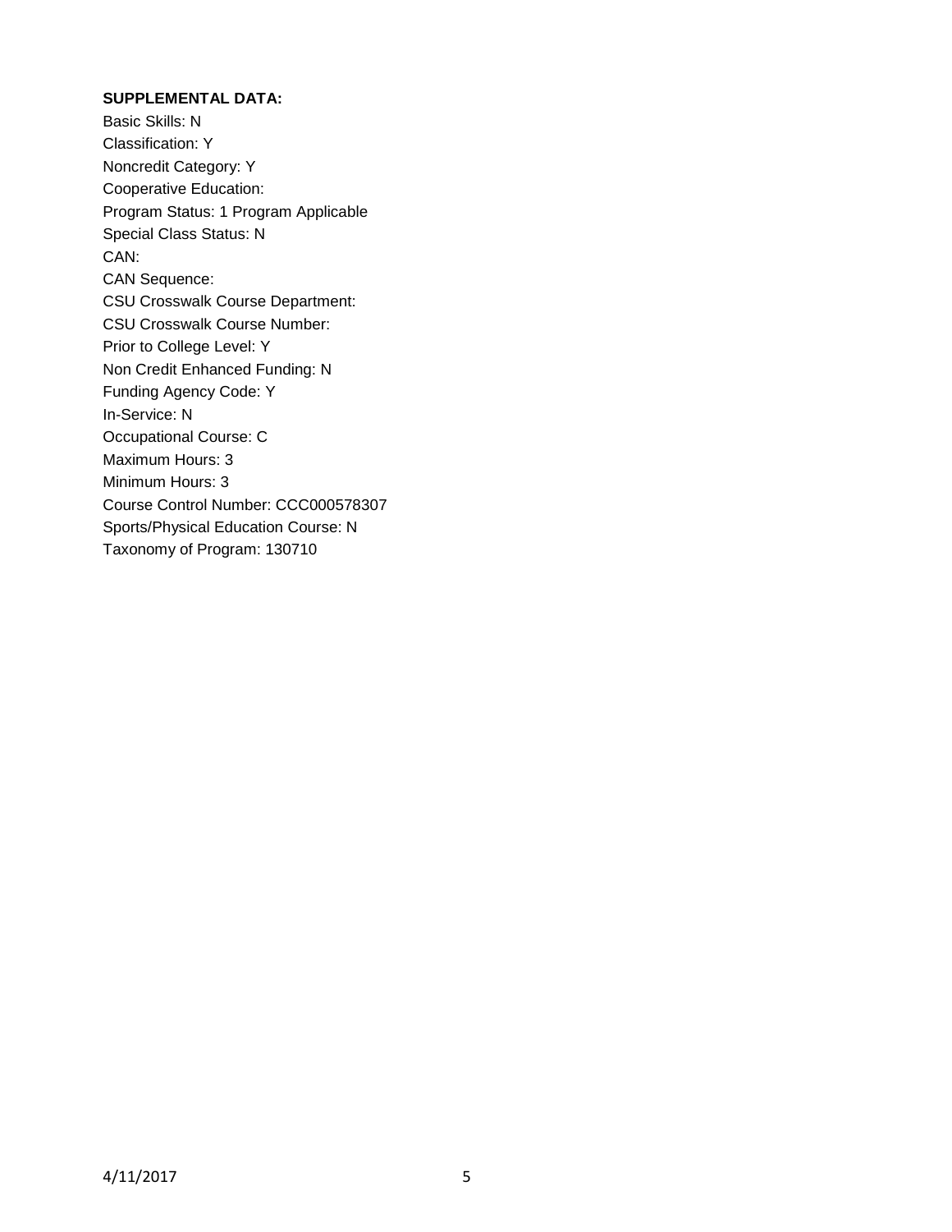**SUPPLEMENTAL DATA:**

Basic Skills: N
Classification: Y
Noncredit Category: Y
Cooperative Education:
Program Status: 1 Program Applicable
Special Class Status: N
CAN:
CAN Sequence:
CSU Crosswalk Course Department:
CSU Crosswalk Course Number:
Prior to College Level: Y
Non Credit Enhanced Funding: N
Funding Agency Code: Y
In-Service: N
Occupational Course: C
Maximum Hours: 3
Minimum Hours: 3
Course Control Number: CCC000578307
Sports/Physical Education Course: N
Taxonomy of Program: 130710